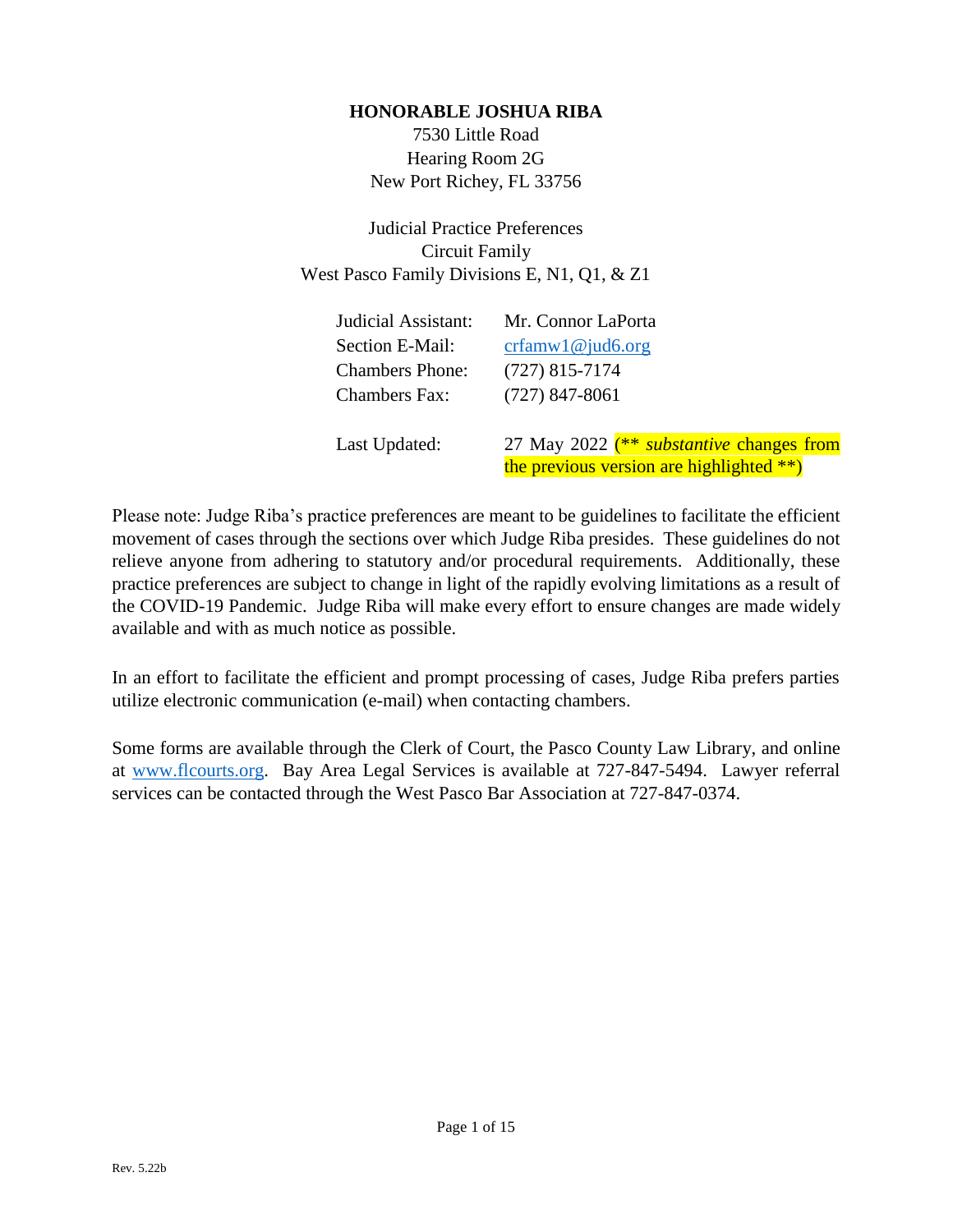**HONORABLE JOSHUA RIBA**
7530 Little Road
Hearing Room 2G
New Port Richey, FL 33756

Judicial Practice Preferences
Circuit Family
West Pasco Family Divisions E, N1, Q1, & Z1

| | |
|---|---|
| Judicial Assistant: | Mr. Connor LaPorta |
| Section E-Mail: | crfamw1@jud6.org |
| Chambers Phone: | (727) 815-7174 |
| Chambers Fax: | (727) 847-8061 |
| Last Updated: | 27 May 2022 (** *substantive* changes from the previous version are highlighted **) |

Please note: Judge Riba's practice preferences are meant to be guidelines to facilitate the efficient movement of cases through the sections over which Judge Riba presides. These guidelines do not relieve anyone from adhering to statutory and/or procedural requirements. Additionally, these practice preferences are subject to change in light of the rapidly evolving limitations as a result of the COVID-19 Pandemic. Judge Riba will make every effort to ensure changes are made widely available and with as much notice as possible.

In an effort to facilitate the efficient and prompt processing of cases, Judge Riba prefers parties utilize electronic communication (e-mail) when contacting chambers.

Some forms are available through the Clerk of Court, the Pasco County Law Library, and online at www.flcourts.org. Bay Area Legal Services is available at 727-847-5494. Lawyer referral services can be contacted through the West Pasco Bar Association at 727-847-0374.

Rev. 5.22b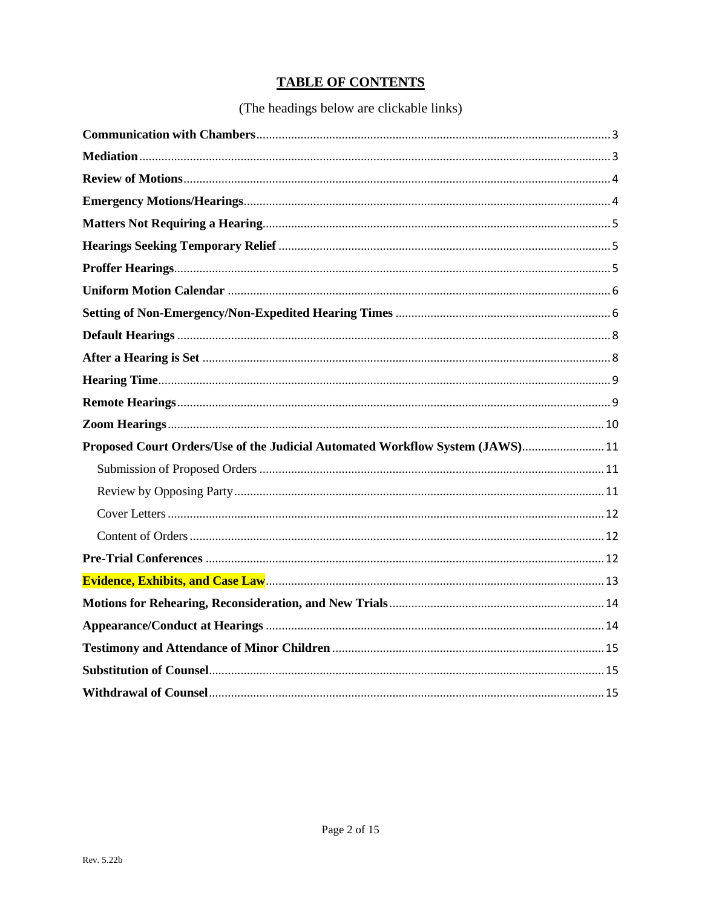## TABLE OF CONTENTS

(The headings below are clickable links)

**Communication with Chambers** .......... 3

**Mediation** .......... 3

**Review of Motions** .......... 4

**Emergency Motions/Hearings** .......... 4

**Matters Not Requiring a Hearing** .......... 5

**Hearings Seeking Temporary Relief** .......... 5

**Proffer Hearings** .......... 5

**Uniform Motion Calendar** .......... 6

**Setting of Non-Emergency/Non-Expedited Hearing Times** .......... 6

**Default Hearings** .......... 8

**After a Hearing is Set** .......... 8

**Hearing Time** .......... 9

**Remote Hearings** .......... 9

**Zoom Hearings** .......... 10

**Proposed Court Orders/Use of the Judicial Automated Workflow System (JAWS)** .......... 11

- Submission of Proposed Orders .......... 11
- Review by Opposing Party .......... 11
- Cover Letters .......... 12
- Content of Orders .......... 12

**Pre-Trial Conferences** .......... 12

**Evidence, Exhibits, and Case Law** .......... 13

**Motions for Rehearing, Reconsideration, and New Trials** .......... 14

**Appearance/Conduct at Hearings** .......... 14

**Testimony and Attendance of Minor Children** .......... 15

**Substitution of Counsel** .......... 15

**Withdrawal of Counsel** .......... 15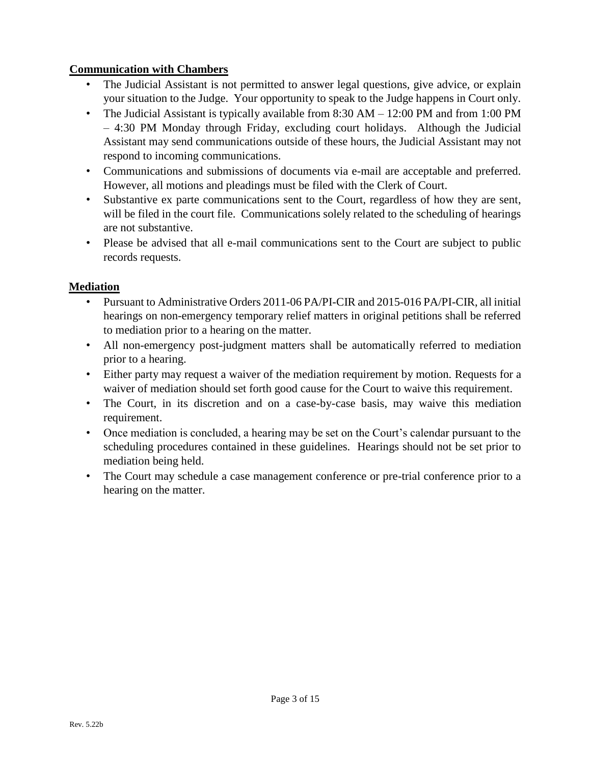## Communication with Chambers

- The Judicial Assistant is not permitted to answer legal questions, give advice, or explain your situation to the Judge. Your opportunity to speak to the Judge happens in Court only.
- The Judicial Assistant is typically available from 8:30 AM – 12:00 PM and from 1:00 PM – 4:30 PM Monday through Friday, excluding court holidays. Although the Judicial Assistant may send communications outside of these hours, the Judicial Assistant may not respond to incoming communications.
- Communications and submissions of documents via e-mail are acceptable and preferred. However, all motions and pleadings must be filed with the Clerk of Court.
- Substantive ex parte communications sent to the Court, regardless of how they are sent, will be filed in the court file. Communications solely related to the scheduling of hearings are not substantive.
- Please be advised that all e-mail communications sent to the Court are subject to public records requests.

## Mediation

- Pursuant to Administrative Orders 2011-06 PA/PI-CIR and 2015-016 PA/PI-CIR, all initial hearings on non-emergency temporary relief matters in original petitions shall be referred to mediation prior to a hearing on the matter.
- All non-emergency post-judgment matters shall be automatically referred to mediation prior to a hearing.
- Either party may request a waiver of the mediation requirement by motion. Requests for a waiver of mediation should set forth good cause for the Court to waive this requirement.
- The Court, in its discretion and on a case-by-case basis, may waive this mediation requirement.
- Once mediation is concluded, a hearing may be set on the Court's calendar pursuant to the scheduling procedures contained in these guidelines. Hearings should not be set prior to mediation being held.
- The Court may schedule a case management conference or pre-trial conference prior to a hearing on the matter.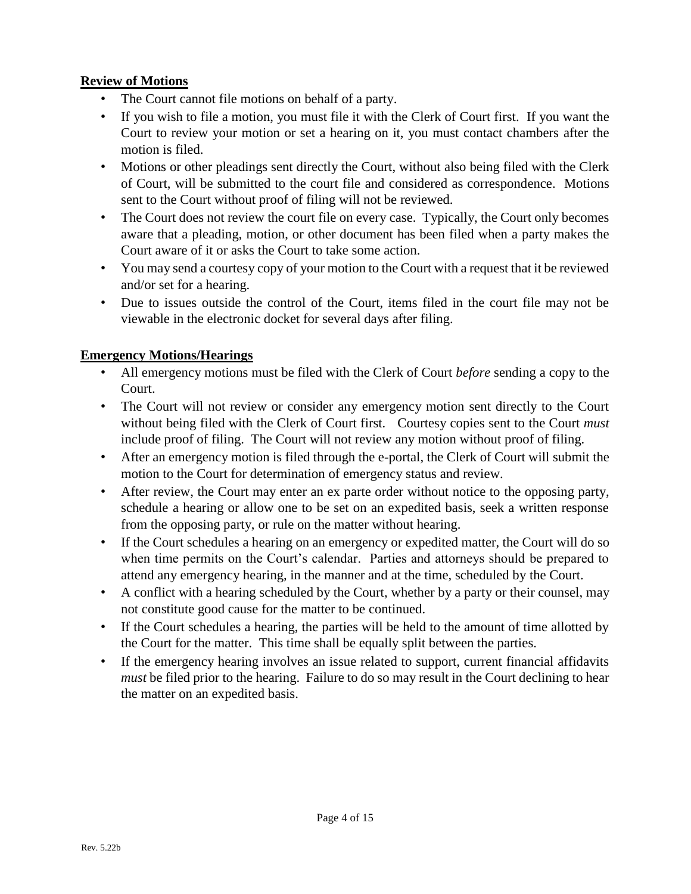**Review of Motions**

- The Court cannot file motions on behalf of a party.
- If you wish to file a motion, you must file it with the Clerk of Court first. If you want the Court to review your motion or set a hearing on it, you must contact chambers after the motion is filed.
- Motions or other pleadings sent directly the Court, without also being filed with the Clerk of Court, will be submitted to the court file and considered as correspondence. Motions sent to the Court without proof of filing will not be reviewed.
- The Court does not review the court file on every case. Typically, the Court only becomes aware that a pleading, motion, or other document has been filed when a party makes the Court aware of it or asks the Court to take some action.
- You may send a courtesy copy of your motion to the Court with a request that it be reviewed and/or set for a hearing.
- Due to issues outside the control of the Court, items filed in the court file may not be viewable in the electronic docket for several days after filing.

**Emergency Motions/Hearings**

- All emergency motions must be filed with the Clerk of Court *before* sending a copy to the Court.
- The Court will not review or consider any emergency motion sent directly to the Court without being filed with the Clerk of Court first. Courtesy copies sent to the Court *must* include proof of filing. The Court will not review any motion without proof of filing.
- After an emergency motion is filed through the e-portal, the Clerk of Court will submit the motion to the Court for determination of emergency status and review.
- After review, the Court may enter an ex parte order without notice to the opposing party, schedule a hearing or allow one to be set on an expedited basis, seek a written response from the opposing party, or rule on the matter without hearing.
- If the Court schedules a hearing on an emergency or expedited matter, the Court will do so when time permits on the Court's calendar. Parties and attorneys should be prepared to attend any emergency hearing, in the manner and at the time, scheduled by the Court.
- A conflict with a hearing scheduled by the Court, whether by a party or their counsel, may not constitute good cause for the matter to be continued.
- If the Court schedules a hearing, the parties will be held to the amount of time allotted by the Court for the matter. This time shall be equally split between the parties.
- If the emergency hearing involves an issue related to support, current financial affidavits *must* be filed prior to the hearing. Failure to do so may result in the Court declining to hear the matter on an expedited basis.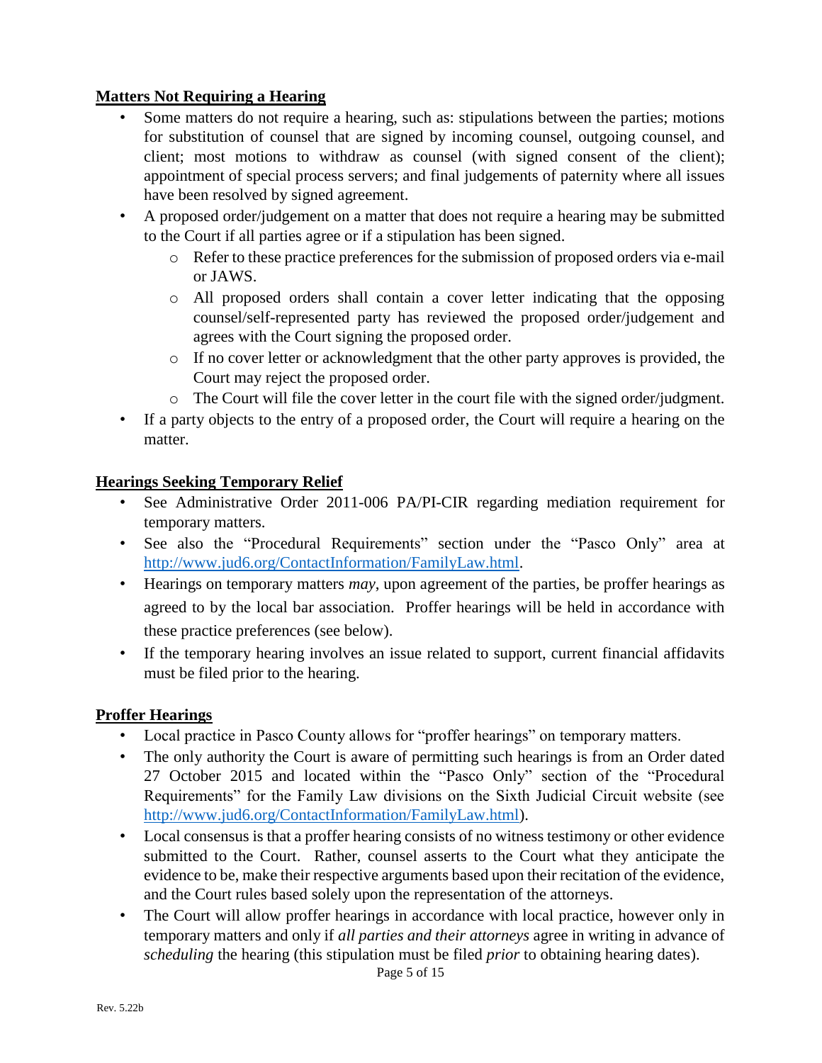## Matters Not Requiring a Hearing

- Some matters do not require a hearing, such as: stipulations between the parties; motions for substitution of counsel that are signed by incoming counsel, outgoing counsel, and client; most motions to withdraw as counsel (with signed consent of the client); appointment of special process servers; and final judgements of paternity where all issues have been resolved by signed agreement.
- A proposed order/judgement on a matter that does not require a hearing may be submitted to the Court if all parties agree or if a stipulation has been signed.
  - Refer to these practice preferences for the submission of proposed orders via e-mail or JAWS.
  - All proposed orders shall contain a cover letter indicating that the opposing counsel/self-represented party has reviewed the proposed order/judgement and agrees with the Court signing the proposed order.
  - If no cover letter or acknowledgment that the other party approves is provided, the Court may reject the proposed order.
  - The Court will file the cover letter in the court file with the signed order/judgment.
- If a party objects to the entry of a proposed order, the Court will require a hearing on the matter.

## Hearings Seeking Temporary Relief

- See Administrative Order 2011-006 PA/PI-CIR regarding mediation requirement for temporary matters.
- See also the "Procedural Requirements" section under the "Pasco Only" area at http://www.jud6.org/ContactInformation/FamilyLaw.html.
- Hearings on temporary matters *may*, upon agreement of the parties, be proffer hearings as agreed to by the local bar association. Proffer hearings will be held in accordance with these practice preferences (see below).
- If the temporary hearing involves an issue related to support, current financial affidavits must be filed prior to the hearing.

## Proffer Hearings

- Local practice in Pasco County allows for "proffer hearings" on temporary matters.
- The only authority the Court is aware of permitting such hearings is from an Order dated 27 October 2015 and located within the "Pasco Only" section of the "Procedural Requirements" for the Family Law divisions on the Sixth Judicial Circuit website (see http://www.jud6.org/ContactInformation/FamilyLaw.html).
- Local consensus is that a proffer hearing consists of no witness testimony or other evidence submitted to the Court. Rather, counsel asserts to the Court what they anticipate the evidence to be, make their respective arguments based upon their recitation of the evidence, and the Court rules based solely upon the representation of the attorneys.
- The Court will allow proffer hearings in accordance with local practice, however only in temporary matters and only if *all parties and their attorneys* agree in writing in advance of *scheduling* the hearing (this stipulation must be filed *prior* to obtaining hearing dates).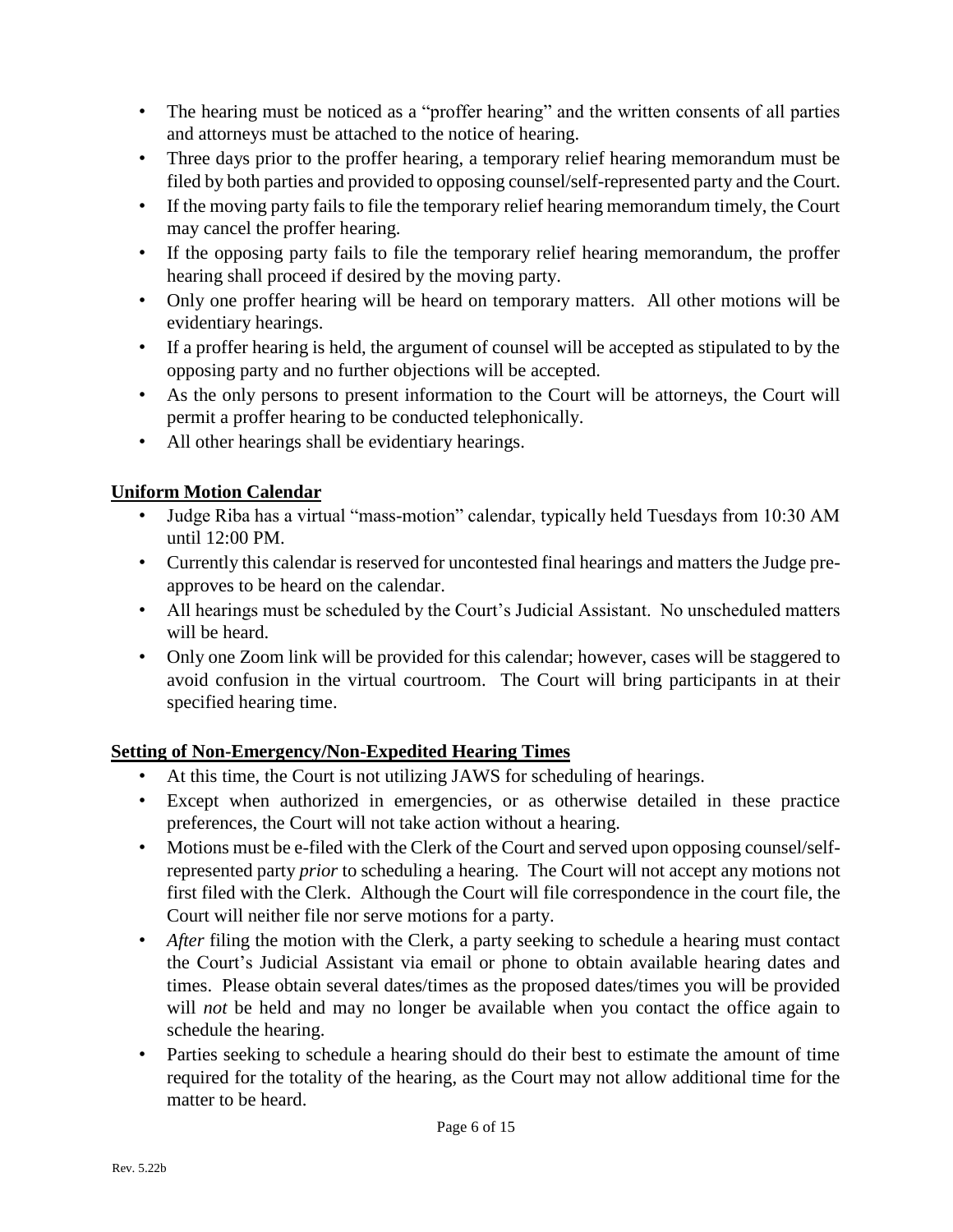- The hearing must be noticed as a "proffer hearing" and the written consents of all parties and attorneys must be attached to the notice of hearing.
- Three days prior to the proffer hearing, a temporary relief hearing memorandum must be filed by both parties and provided to opposing counsel/self-represented party and the Court.
- If the moving party fails to file the temporary relief hearing memorandum timely, the Court may cancel the proffer hearing.
- If the opposing party fails to file the temporary relief hearing memorandum, the proffer hearing shall proceed if desired by the moving party.
- Only one proffer hearing will be heard on temporary matters. All other motions will be evidentiary hearings.
- If a proffer hearing is held, the argument of counsel will be accepted as stipulated to by the opposing party and no further objections will be accepted.
- As the only persons to present information to the Court will be attorneys, the Court will permit a proffer hearing to be conducted telephonically.
- All other hearings shall be evidentiary hearings.

**Uniform Motion Calendar**

- Judge Riba has a virtual "mass-motion" calendar, typically held Tuesdays from 10:30 AM until 12:00 PM.
- Currently this calendar is reserved for uncontested final hearings and matters the Judge pre-approves to be heard on the calendar.
- All hearings must be scheduled by the Court's Judicial Assistant. No unscheduled matters will be heard.
- Only one Zoom link will be provided for this calendar; however, cases will be staggered to avoid confusion in the virtual courtroom. The Court will bring participants in at their specified hearing time.

**Setting of Non-Emergency/Non-Expedited Hearing Times**

- At this time, the Court is not utilizing JAWS for scheduling of hearings.
- Except when authorized in emergencies, or as otherwise detailed in these practice preferences, the Court will not take action without a hearing.
- Motions must be e-filed with the Clerk of the Court and served upon opposing counsel/self-represented party *prior* to scheduling a hearing. The Court will not accept any motions not first filed with the Clerk. Although the Court will file correspondence in the court file, the Court will neither file nor serve motions for a party.
- *After* filing the motion with the Clerk, a party seeking to schedule a hearing must contact the Court's Judicial Assistant via email or phone to obtain available hearing dates and times. Please obtain several dates/times as the proposed dates/times you will be provided will *not* be held and may no longer be available when you contact the office again to schedule the hearing.
- Parties seeking to schedule a hearing should do their best to estimate the amount of time required for the totality of the hearing, as the Court may not allow additional time for the matter to be heard.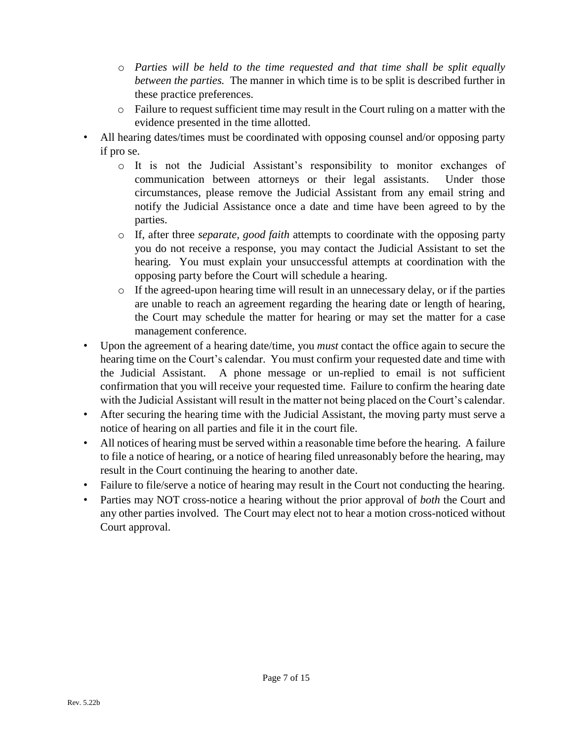- *Parties will be held to the time requested and that time shall be split equally between the parties.* The manner in which time is to be split is described further in these practice preferences.
  - Failure to request sufficient time may result in the Court ruling on a matter with the evidence presented in the time allotted.
- All hearing dates/times must be coordinated with opposing counsel and/or opposing party if pro se.
  - It is not the Judicial Assistant's responsibility to monitor exchanges of communication between attorneys or their legal assistants. Under those circumstances, please remove the Judicial Assistant from any email string and notify the Judicial Assistance once a date and time have been agreed to by the parties.
  - If, after three *separate, good faith* attempts to coordinate with the opposing party you do not receive a response, you may contact the Judicial Assistant to set the hearing. You must explain your unsuccessful attempts at coordination with the opposing party before the Court will schedule a hearing.
  - If the agreed-upon hearing time will result in an unnecessary delay, or if the parties are unable to reach an agreement regarding the hearing date or length of hearing, the Court may schedule the matter for hearing or may set the matter for a case management conference.
- Upon the agreement of a hearing date/time, you *must* contact the office again to secure the hearing time on the Court's calendar. You must confirm your requested date and time with the Judicial Assistant. A phone message or un-replied to email is not sufficient confirmation that you will receive your requested time. Failure to confirm the hearing date with the Judicial Assistant will result in the matter not being placed on the Court's calendar.
- After securing the hearing time with the Judicial Assistant, the moving party must serve a notice of hearing on all parties and file it in the court file.
- All notices of hearing must be served within a reasonable time before the hearing. A failure to file a notice of hearing, or a notice of hearing filed unreasonably before the hearing, may result in the Court continuing the hearing to another date.
- Failure to file/serve a notice of hearing may result in the Court not conducting the hearing.
- Parties may NOT cross-notice a hearing without the prior approval of *both* the Court and any other parties involved. The Court may elect not to hear a motion cross-noticed without Court approval.

Rev. 5.22b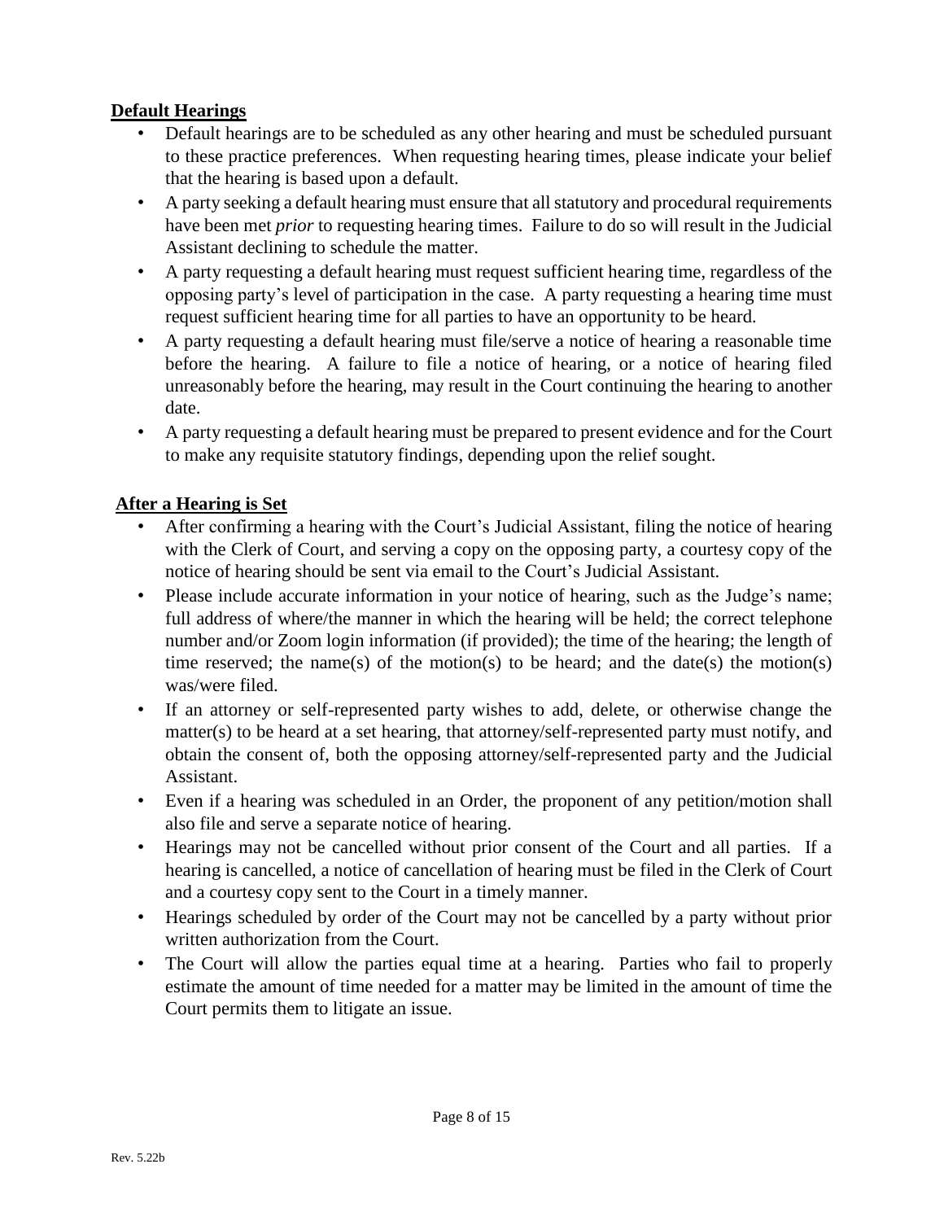## Default Hearings

- Default hearings are to be scheduled as any other hearing and must be scheduled pursuant to these practice preferences. When requesting hearing times, please indicate your belief that the hearing is based upon a default.
- A party seeking a default hearing must ensure that all statutory and procedural requirements have been met *prior* to requesting hearing times. Failure to do so will result in the Judicial Assistant declining to schedule the matter.
- A party requesting a default hearing must request sufficient hearing time, regardless of the opposing party's level of participation in the case. A party requesting a hearing time must request sufficient hearing time for all parties to have an opportunity to be heard.
- A party requesting a default hearing must file/serve a notice of hearing a reasonable time before the hearing. A failure to file a notice of hearing, or a notice of hearing filed unreasonably before the hearing, may result in the Court continuing the hearing to another date.
- A party requesting a default hearing must be prepared to present evidence and for the Court to make any requisite statutory findings, depending upon the relief sought.

## After a Hearing is Set

- After confirming a hearing with the Court's Judicial Assistant, filing the notice of hearing with the Clerk of Court, and serving a copy on the opposing party, a courtesy copy of the notice of hearing should be sent via email to the Court's Judicial Assistant.
- Please include accurate information in your notice of hearing, such as the Judge's name; full address of where/the manner in which the hearing will be held; the correct telephone number and/or Zoom login information (if provided); the time of the hearing; the length of time reserved; the name(s) of the motion(s) to be heard; and the date(s) the motion(s) was/were filed.
- If an attorney or self-represented party wishes to add, delete, or otherwise change the matter(s) to be heard at a set hearing, that attorney/self-represented party must notify, and obtain the consent of, both the opposing attorney/self-represented party and the Judicial Assistant.
- Even if a hearing was scheduled in an Order, the proponent of any petition/motion shall also file and serve a separate notice of hearing.
- Hearings may not be cancelled without prior consent of the Court and all parties. If a hearing is cancelled, a notice of cancellation of hearing must be filed in the Clerk of Court and a courtesy copy sent to the Court in a timely manner.
- Hearings scheduled by order of the Court may not be cancelled by a party without prior written authorization from the Court.
- The Court will allow the parties equal time at a hearing. Parties who fail to properly estimate the amount of time needed for a matter may be limited in the amount of time the Court permits them to litigate an issue.

Rev. 5.22b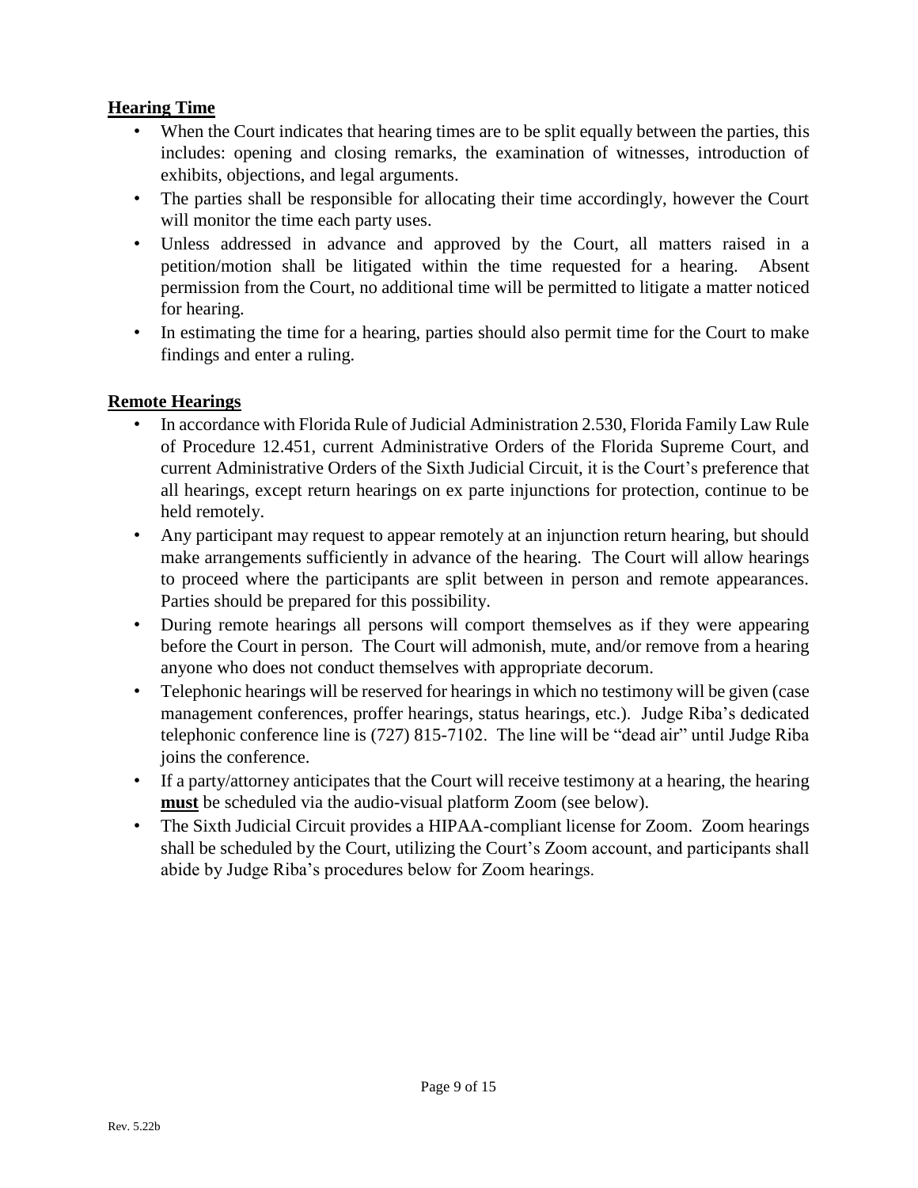## Hearing Time

- When the Court indicates that hearing times are to be split equally between the parties, this includes: opening and closing remarks, the examination of witnesses, introduction of exhibits, objections, and legal arguments.
- The parties shall be responsible for allocating their time accordingly, however the Court will monitor the time each party uses.
- Unless addressed in advance and approved by the Court, all matters raised in a petition/motion shall be litigated within the time requested for a hearing. Absent permission from the Court, no additional time will be permitted to litigate a matter noticed for hearing.
- In estimating the time for a hearing, parties should also permit time for the Court to make findings and enter a ruling.

## Remote Hearings

- In accordance with Florida Rule of Judicial Administration 2.530, Florida Family Law Rule of Procedure 12.451, current Administrative Orders of the Florida Supreme Court, and current Administrative Orders of the Sixth Judicial Circuit, it is the Court's preference that all hearings, except return hearings on ex parte injunctions for protection, continue to be held remotely.
- Any participant may request to appear remotely at an injunction return hearing, but should make arrangements sufficiently in advance of the hearing. The Court will allow hearings to proceed where the participants are split between in person and remote appearances. Parties should be prepared for this possibility.
- During remote hearings all persons will comport themselves as if they were appearing before the Court in person. The Court will admonish, mute, and/or remove from a hearing anyone who does not conduct themselves with appropriate decorum.
- Telephonic hearings will be reserved for hearings in which no testimony will be given (case management conferences, proffer hearings, status hearings, etc.). Judge Riba's dedicated telephonic conference line is (727) 815-7102. The line will be "dead air" until Judge Riba joins the conference.
- If a party/attorney anticipates that the Court will receive testimony at a hearing, the hearing **must** be scheduled via the audio-visual platform Zoom (see below).
- The Sixth Judicial Circuit provides a HIPAA-compliant license for Zoom. Zoom hearings shall be scheduled by the Court, utilizing the Court's Zoom account, and participants shall abide by Judge Riba's procedures below for Zoom hearings.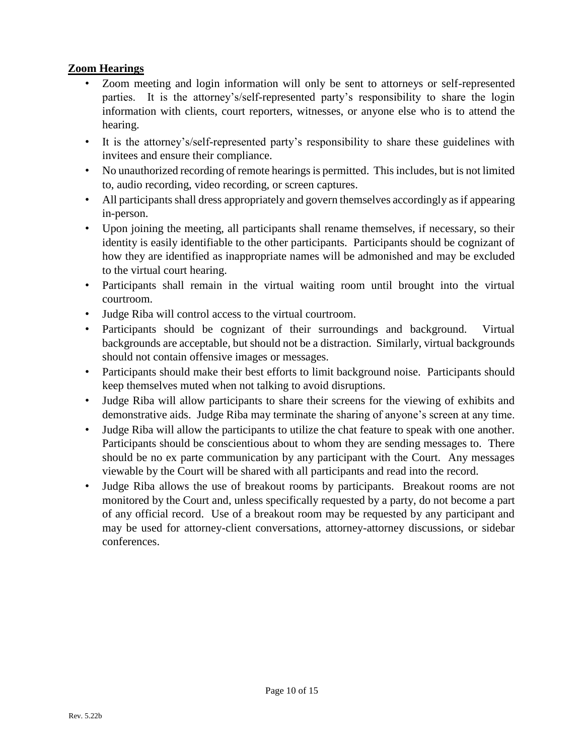**Zoom Hearings**

- Zoom meeting and login information will only be sent to attorneys or self-represented parties. It is the attorney's/self-represented party's responsibility to share the login information with clients, court reporters, witnesses, or anyone else who is to attend the hearing.
- It is the attorney's/self-represented party's responsibility to share these guidelines with invitees and ensure their compliance.
- No unauthorized recording of remote hearings is permitted. This includes, but is not limited to, audio recording, video recording, or screen captures.
- All participants shall dress appropriately and govern themselves accordingly as if appearing in-person.
- Upon joining the meeting, all participants shall rename themselves, if necessary, so their identity is easily identifiable to the other participants. Participants should be cognizant of how they are identified as inappropriate names will be admonished and may be excluded to the virtual court hearing.
- Participants shall remain in the virtual waiting room until brought into the virtual courtroom.
- Judge Riba will control access to the virtual courtroom.
- Participants should be cognizant of their surroundings and background. Virtual backgrounds are acceptable, but should not be a distraction. Similarly, virtual backgrounds should not contain offensive images or messages.
- Participants should make their best efforts to limit background noise. Participants should keep themselves muted when not talking to avoid disruptions.
- Judge Riba will allow participants to share their screens for the viewing of exhibits and demonstrative aids. Judge Riba may terminate the sharing of anyone's screen at any time.
- Judge Riba will allow the participants to utilize the chat feature to speak with one another. Participants should be conscientious about to whom they are sending messages to. There should be no ex parte communication by any participant with the Court. Any messages viewable by the Court will be shared with all participants and read into the record.
- Judge Riba allows the use of breakout rooms by participants. Breakout rooms are not monitored by the Court and, unless specifically requested by a party, do not become a part of any official record. Use of a breakout room may be requested by any participant and may be used for attorney-client conversations, attorney-attorney discussions, or sidebar conferences.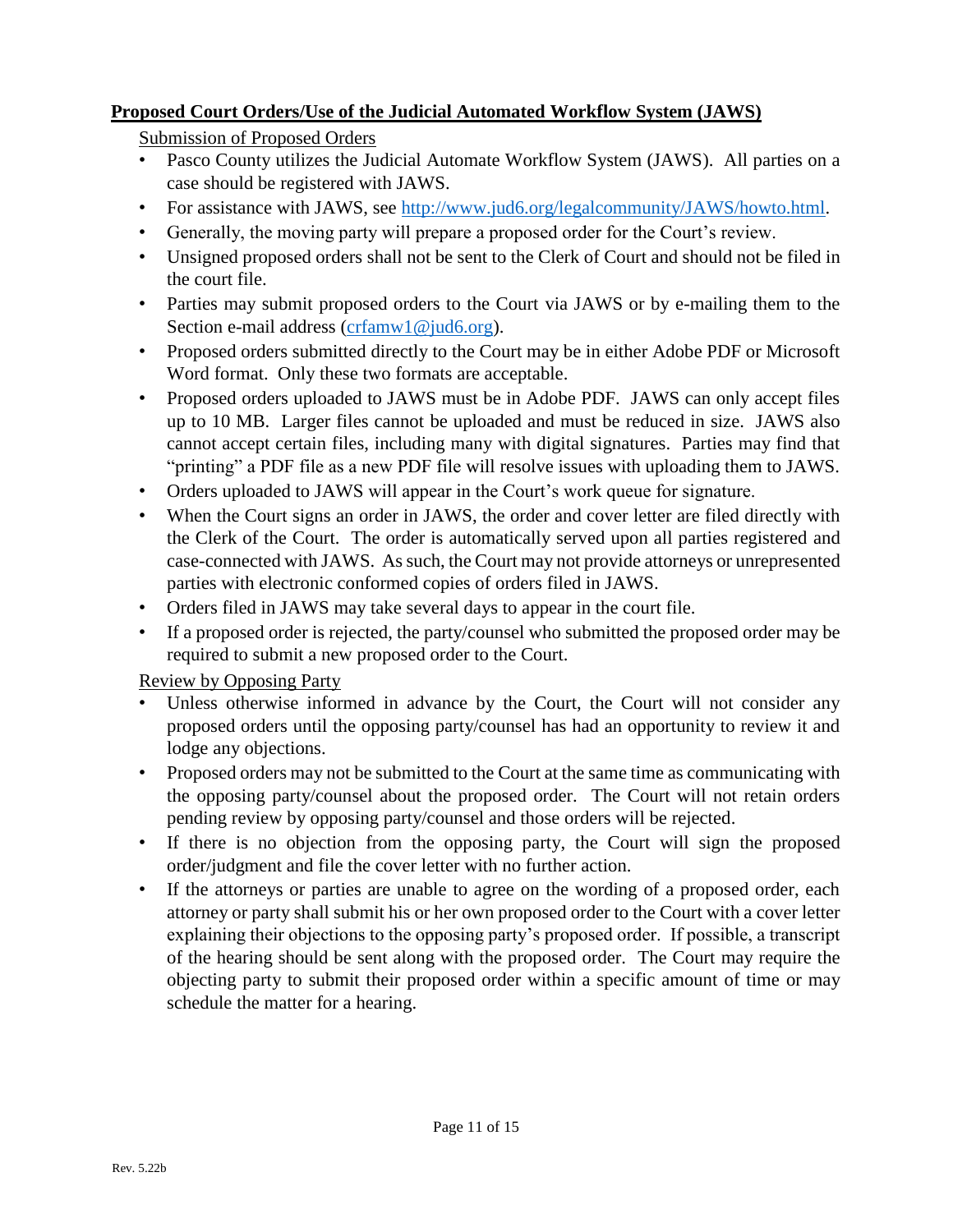## **Proposed Court Orders/Use of the Judicial Automated Workflow System (JAWS)**

Submission of Proposed Orders

- Pasco County utilizes the Judicial Automate Workflow System (JAWS). All parties on a case should be registered with JAWS.
- For assistance with JAWS, see http://www.jud6.org/legalcommunity/JAWS/howto.html.
- Generally, the moving party will prepare a proposed order for the Court's review.
- Unsigned proposed orders shall not be sent to the Clerk of Court and should not be filed in the court file.
- Parties may submit proposed orders to the Court via JAWS or by e-mailing them to the Section e-mail address (crfamw1@jud6.org).
- Proposed orders submitted directly to the Court may be in either Adobe PDF or Microsoft Word format. Only these two formats are acceptable.
- Proposed orders uploaded to JAWS must be in Adobe PDF. JAWS can only accept files up to 10 MB. Larger files cannot be uploaded and must be reduced in size. JAWS also cannot accept certain files, including many with digital signatures. Parties may find that "printing" a PDF file as a new PDF file will resolve issues with uploading them to JAWS.
- Orders uploaded to JAWS will appear in the Court's work queue for signature.
- When the Court signs an order in JAWS, the order and cover letter are filed directly with the Clerk of the Court. The order is automatically served upon all parties registered and case-connected with JAWS. As such, the Court may not provide attorneys or unrepresented parties with electronic conformed copies of orders filed in JAWS.
- Orders filed in JAWS may take several days to appear in the court file.
- If a proposed order is rejected, the party/counsel who submitted the proposed order may be required to submit a new proposed order to the Court.

Review by Opposing Party

- Unless otherwise informed in advance by the Court, the Court will not consider any proposed orders until the opposing party/counsel has had an opportunity to review it and lodge any objections.
- Proposed orders may not be submitted to the Court at the same time as communicating with the opposing party/counsel about the proposed order. The Court will not retain orders pending review by opposing party/counsel and those orders will be rejected.
- If there is no objection from the opposing party, the Court will sign the proposed order/judgment and file the cover letter with no further action.
- If the attorneys or parties are unable to agree on the wording of a proposed order, each attorney or party shall submit his or her own proposed order to the Court with a cover letter explaining their objections to the opposing party's proposed order. If possible, a transcript of the hearing should be sent along with the proposed order. The Court may require the objecting party to submit their proposed order within a specific amount of time or may schedule the matter for a hearing.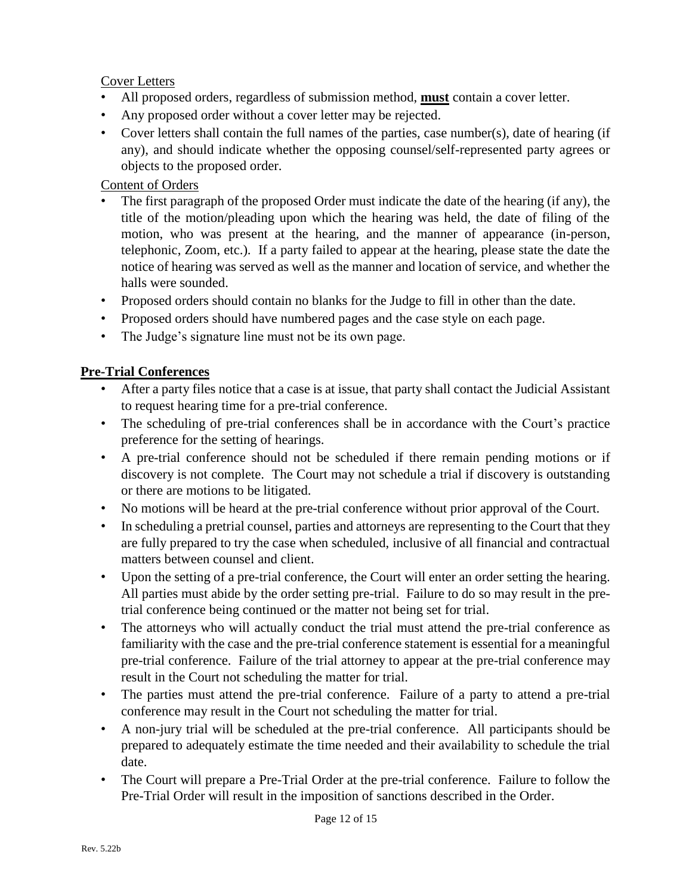Cover Letters

- All proposed orders, regardless of submission method, **must** contain a cover letter.
- Any proposed order without a cover letter may be rejected.
- Cover letters shall contain the full names of the parties, case number(s), date of hearing (if any), and should indicate whether the opposing counsel/self-represented party agrees or objects to the proposed order.

Content of Orders

- The first paragraph of the proposed Order must indicate the date of the hearing (if any), the title of the motion/pleading upon which the hearing was held, the date of filing of the motion, who was present at the hearing, and the manner of appearance (in-person, telephonic, Zoom, etc.). If a party failed to appear at the hearing, please state the date the notice of hearing was served as well as the manner and location of service, and whether the halls were sounded.
- Proposed orders should contain no blanks for the Judge to fill in other than the date.
- Proposed orders should have numbered pages and the case style on each page.
- The Judge's signature line must not be its own page.

## Pre-Trial Conferences

- After a party files notice that a case is at issue, that party shall contact the Judicial Assistant to request hearing time for a pre-trial conference.
- The scheduling of pre-trial conferences shall be in accordance with the Court's practice preference for the setting of hearings.
- A pre-trial conference should not be scheduled if there remain pending motions or if discovery is not complete. The Court may not schedule a trial if discovery is outstanding or there are motions to be litigated.
- No motions will be heard at the pre-trial conference without prior approval of the Court.
- In scheduling a pretrial counsel, parties and attorneys are representing to the Court that they are fully prepared to try the case when scheduled, inclusive of all financial and contractual matters between counsel and client.
- Upon the setting of a pre-trial conference, the Court will enter an order setting the hearing. All parties must abide by the order setting pre-trial. Failure to do so may result in the pre-trial conference being continued or the matter not being set for trial.
- The attorneys who will actually conduct the trial must attend the pre-trial conference as familiarity with the case and the pre-trial conference statement is essential for a meaningful pre-trial conference. Failure of the trial attorney to appear at the pre-trial conference may result in the Court not scheduling the matter for trial.
- The parties must attend the pre-trial conference. Failure of a party to attend a pre-trial conference may result in the Court not scheduling the matter for trial.
- A non-jury trial will be scheduled at the pre-trial conference. All participants should be prepared to adequately estimate the time needed and their availability to schedule the trial date.
- The Court will prepare a Pre-Trial Order at the pre-trial conference. Failure to follow the Pre-Trial Order will result in the imposition of sanctions described in the Order.

Rev. 5.22b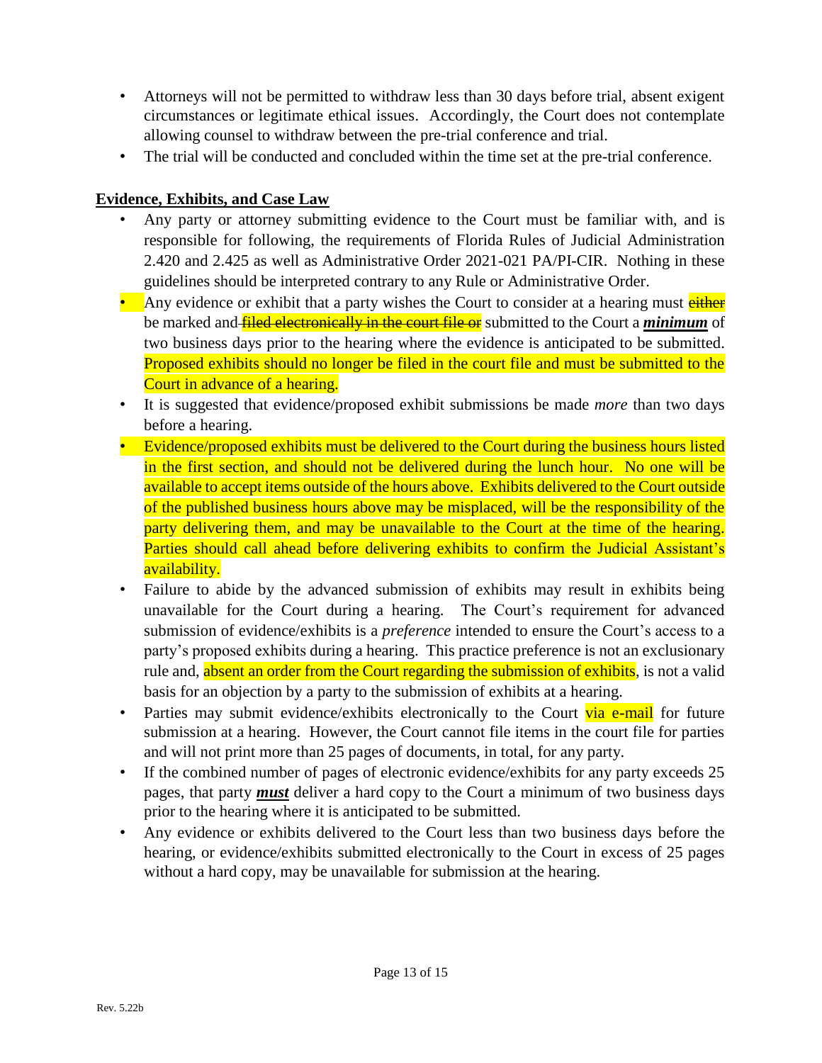- Attorneys will not be permitted to withdraw less than 30 days before trial, absent exigent circumstances or legitimate ethical issues. Accordingly, the Court does not contemplate allowing counsel to withdraw between the pre-trial conference and trial.
- The trial will be conducted and concluded within the time set at the pre-trial conference.

## Evidence, Exhibits, and Case Law

- Any party or attorney submitting evidence to the Court must be familiar with, and is responsible for following, the requirements of Florida Rules of Judicial Administration 2.420 and 2.425 as well as Administrative Order 2021-021 PA/PI-CIR. Nothing in these guidelines should be interpreted contrary to any Rule or Administrative Order.
- Any evidence or exhibit that a party wishes the Court to consider at a hearing must ~~either~~ be marked and ~~filed electronically in the court file or~~ submitted to the Court a ***minimum*** of two business days prior to the hearing where the evidence is anticipated to be submitted. Proposed exhibits should no longer be filed in the court file and must be submitted to the Court in advance of a hearing.
- It is suggested that evidence/proposed exhibit submissions be made *more* than two days before a hearing.
- Evidence/proposed exhibits must be delivered to the Court during the business hours listed in the first section, and should not be delivered during the lunch hour. No one will be available to accept items outside of the hours above. Exhibits delivered to the Court outside of the published business hours above may be misplaced, will be the responsibility of the party delivering them, and may be unavailable to the Court at the time of the hearing. Parties should call ahead before delivering exhibits to confirm the Judicial Assistant's availability.
- Failure to abide by the advanced submission of exhibits may result in exhibits being unavailable for the Court during a hearing. The Court's requirement for advanced submission of evidence/exhibits is a *preference* intended to ensure the Court's access to a party's proposed exhibits during a hearing. This practice preference is not an exclusionary rule and, absent an order from the Court regarding the submission of exhibits, is not a valid basis for an objection by a party to the submission of exhibits at a hearing.
- Parties may submit evidence/exhibits electronically to the Court via e-mail for future submission at a hearing. However, the Court cannot file items in the court file for parties and will not print more than 25 pages of documents, in total, for any party.
- If the combined number of pages of electronic evidence/exhibits for any party exceeds 25 pages, that party ***must*** deliver a hard copy to the Court a minimum of two business days prior to the hearing where it is anticipated to be submitted.
- Any evidence or exhibits delivered to the Court less than two business days before the hearing, or evidence/exhibits submitted electronically to the Court in excess of 25 pages without a hard copy, may be unavailable for submission at the hearing.

Rev. 5.22b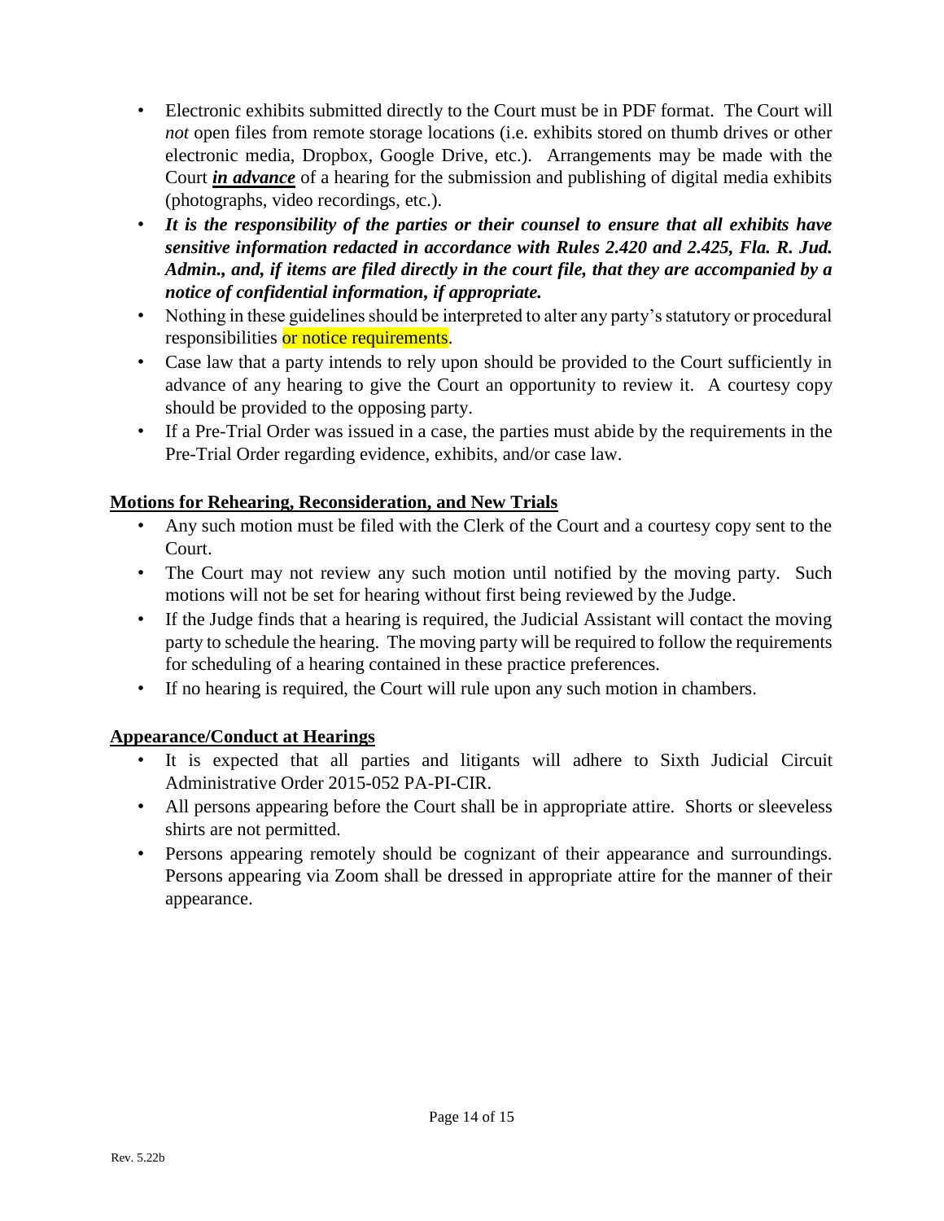- Electronic exhibits submitted directly to the Court must be in PDF format. The Court will *not* open files from remote storage locations (i.e. exhibits stored on thumb drives or other electronic media, Dropbox, Google Drive, etc.). Arrangements may be made with the Court ***in advance*** of a hearing for the submission and publishing of digital media exhibits (photographs, video recordings, etc.).
- ***It is the responsibility of the parties or their counsel to ensure that all exhibits have sensitive information redacted in accordance with Rules 2.420 and 2.425, Fla. R. Jud. Admin., and, if items are filed directly in the court file, that they are accompanied by a notice of confidential information, if appropriate.***
- Nothing in these guidelines should be interpreted to alter any party's statutory or procedural responsibilities or notice requirements.
- Case law that a party intends to rely upon should be provided to the Court sufficiently in advance of any hearing to give the Court an opportunity to review it. A courtesy copy should be provided to the opposing party.
- If a Pre-Trial Order was issued in a case, the parties must abide by the requirements in the Pre-Trial Order regarding evidence, exhibits, and/or case law.

## Motions for Rehearing, Reconsideration, and New Trials

- Any such motion must be filed with the Clerk of the Court and a courtesy copy sent to the Court.
- The Court may not review any such motion until notified by the moving party. Such motions will not be set for hearing without first being reviewed by the Judge.
- If the Judge finds that a hearing is required, the Judicial Assistant will contact the moving party to schedule the hearing. The moving party will be required to follow the requirements for scheduling of a hearing contained in these practice preferences.
- If no hearing is required, the Court will rule upon any such motion in chambers.

## Appearance/Conduct at Hearings

- It is expected that all parties and litigants will adhere to Sixth Judicial Circuit Administrative Order 2015-052 PA-PI-CIR.
- All persons appearing before the Court shall be in appropriate attire. Shorts or sleeveless shirts are not permitted.
- Persons appearing remotely should be cognizant of their appearance and surroundings. Persons appearing via Zoom shall be dressed in appropriate attire for the manner of their appearance.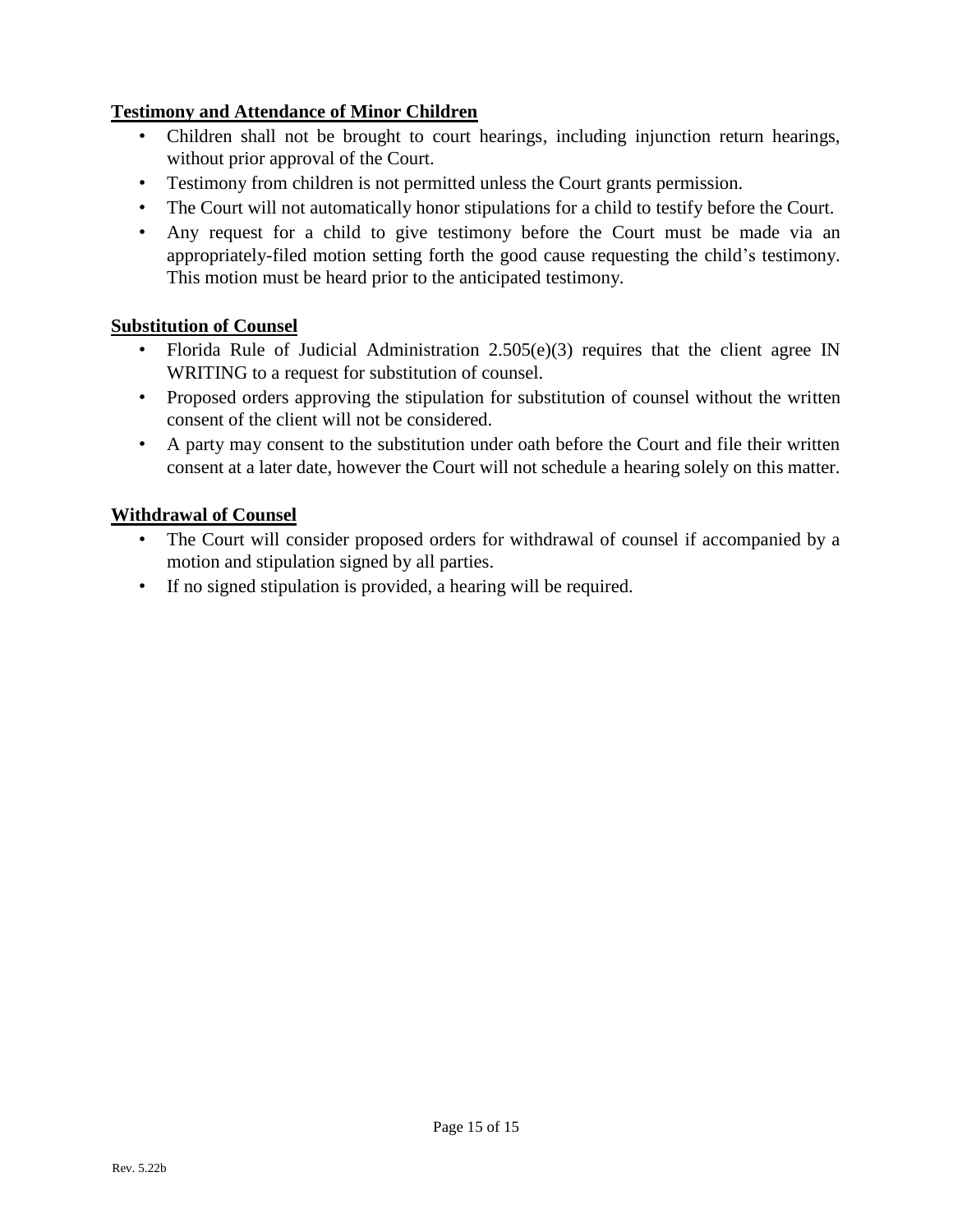**Testimony and Attendance of Minor Children**

- Children shall not be brought to court hearings, including injunction return hearings, without prior approval of the Court.
- Testimony from children is not permitted unless the Court grants permission.
- The Court will not automatically honor stipulations for a child to testify before the Court.
- Any request for a child to give testimony before the Court must be made via an appropriately-filed motion setting forth the good cause requesting the child's testimony. This motion must be heard prior to the anticipated testimony.

**Substitution of Counsel**

- Florida Rule of Judicial Administration 2.505(e)(3) requires that the client agree IN WRITING to a request for substitution of counsel.
- Proposed orders approving the stipulation for substitution of counsel without the written consent of the client will not be considered.
- A party may consent to the substitution under oath before the Court and file their written consent at a later date, however the Court will not schedule a hearing solely on this matter.

**Withdrawal of Counsel**

- The Court will consider proposed orders for withdrawal of counsel if accompanied by a motion and stipulation signed by all parties.
- If no signed stipulation is provided, a hearing will be required.

Rev. 5.22b